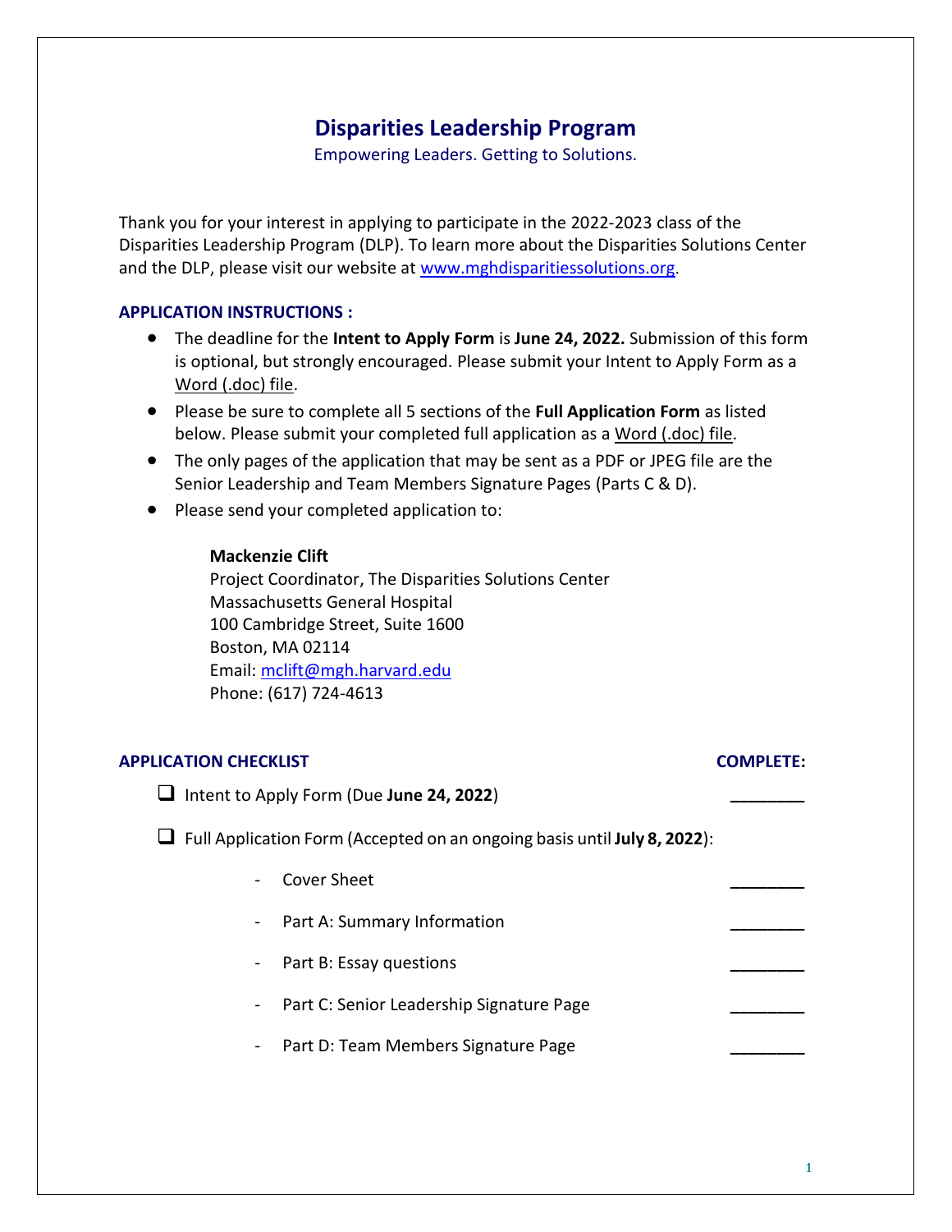# Disparities Leadership Program

Empowering Leaders. Getting to Solutions.

Thank you for your interest in applying to participate in the 2022-2023 class of the Disparities Leadership Program (DLP). To learn more about the Disparities Solutions Center and the DLP, please visit our website at www.mghdisparitiessolutions.org.

## APPLICATION INSTRUCTIONS :

- The deadline for the **Intent to Apply Form** is **June 24, 2022.** Submission of this form is optional, but strongly encouraged. Please submit your Intent to Apply Form as a Word (.doc) file.
- Please be sure to complete all 5 sections of the **Full Application Form** as listed below. Please submit your completed full application as a Word (.doc) file.
- The only pages of the application that may be sent as a PDF or JPEG file are the Senior Leadership and Team Members Signature Pages (Parts C & D).
- Please send your completed application to:

  **Mackenzie Clift**
  Project Coordinator, The Disparities Solutions Center
  Massachusetts General Hospital
  100 Cambridge Street, Suite 1600
  Boston, MA 02114
  Email: mclift@mgh.harvard.edu
  Phone: (617) 724-4613

## APPLICATION CHECKLIST

| | COMPLETE: |
|---|---|
| ❑ Intent to Apply Form (Due **June 24, 2022**) | ________ |
| ❑ Full Application Form (Accepted on an ongoing basis until **July 8, 2022**): | |
| - Cover Sheet | ________ |
| - Part A: Summary Information | ________ |
| - Part B: Essay questions | ________ |
| - Part C: Senior Leadership Signature Page | ________ |
| - Part D: Team Members Signature Page | ________ |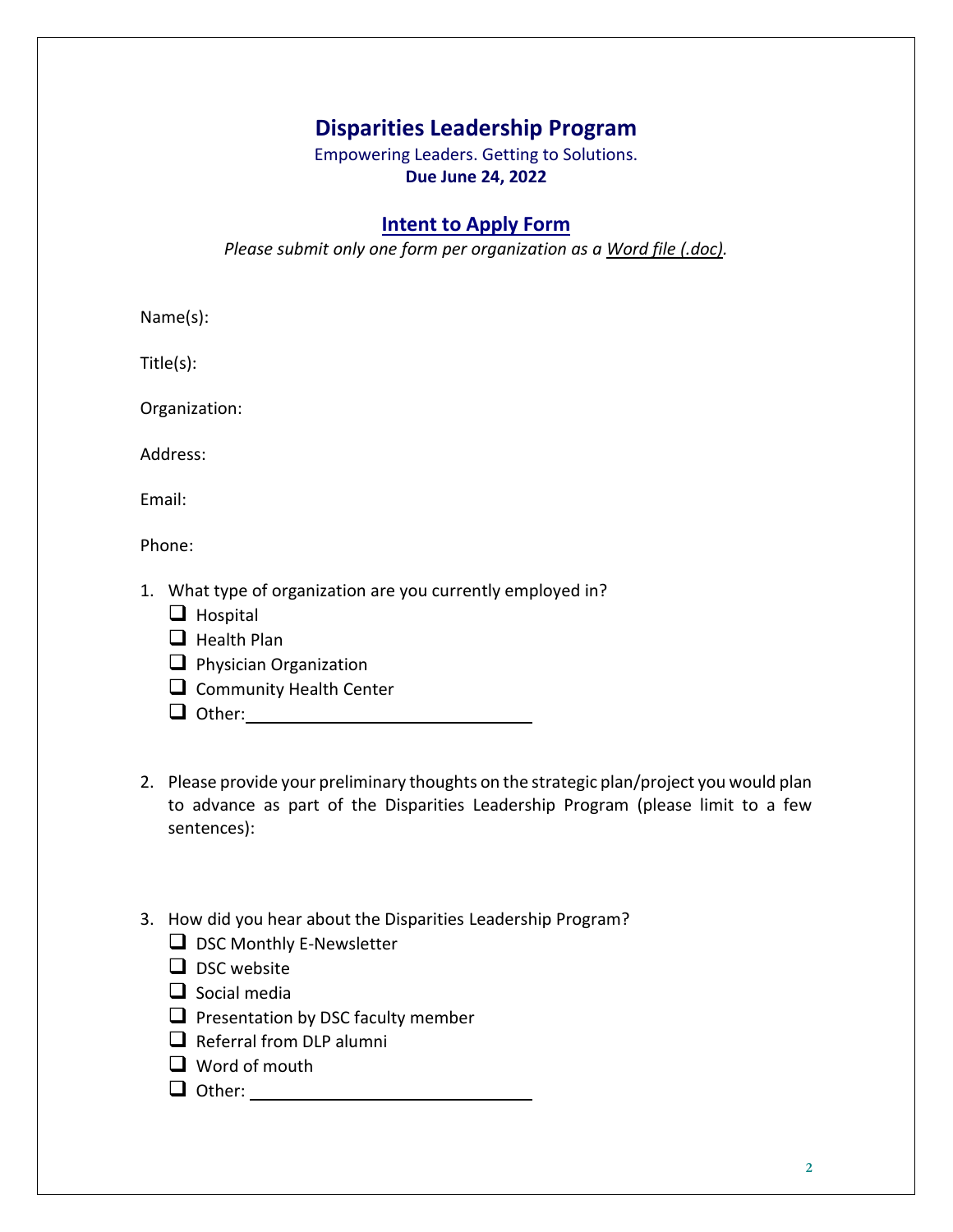# Disparities Leadership Program

Empowering Leaders. Getting to Solutions.

**Due June 24, 2022**

## Intent to Apply Form

*Please submit only one form per organization as a Word file (.doc).*

Name(s):

Title(s):

Organization:

Address:

Email:

Phone:

1. What type of organization are you currently employed in?
   - ☐ Hospital
   - ☐ Health Plan
   - ☐ Physician Organization
   - ☐ Community Health Center
   - ☐ Other: ______________________

2. Please provide your preliminary thoughts on the strategic plan/project you would plan to advance as part of the Disparities Leadership Program (please limit to a few sentences):

3. How did you hear about the Disparities Leadership Program?
   - ☐ DSC Monthly E-Newsletter
   - ☐ DSC website
   - ☐ Social media
   - ☐ Presentation by DSC faculty member
   - ☐ Referral from DLP alumni
   - ☐ Word of mouth
   - ☐ Other: ______________________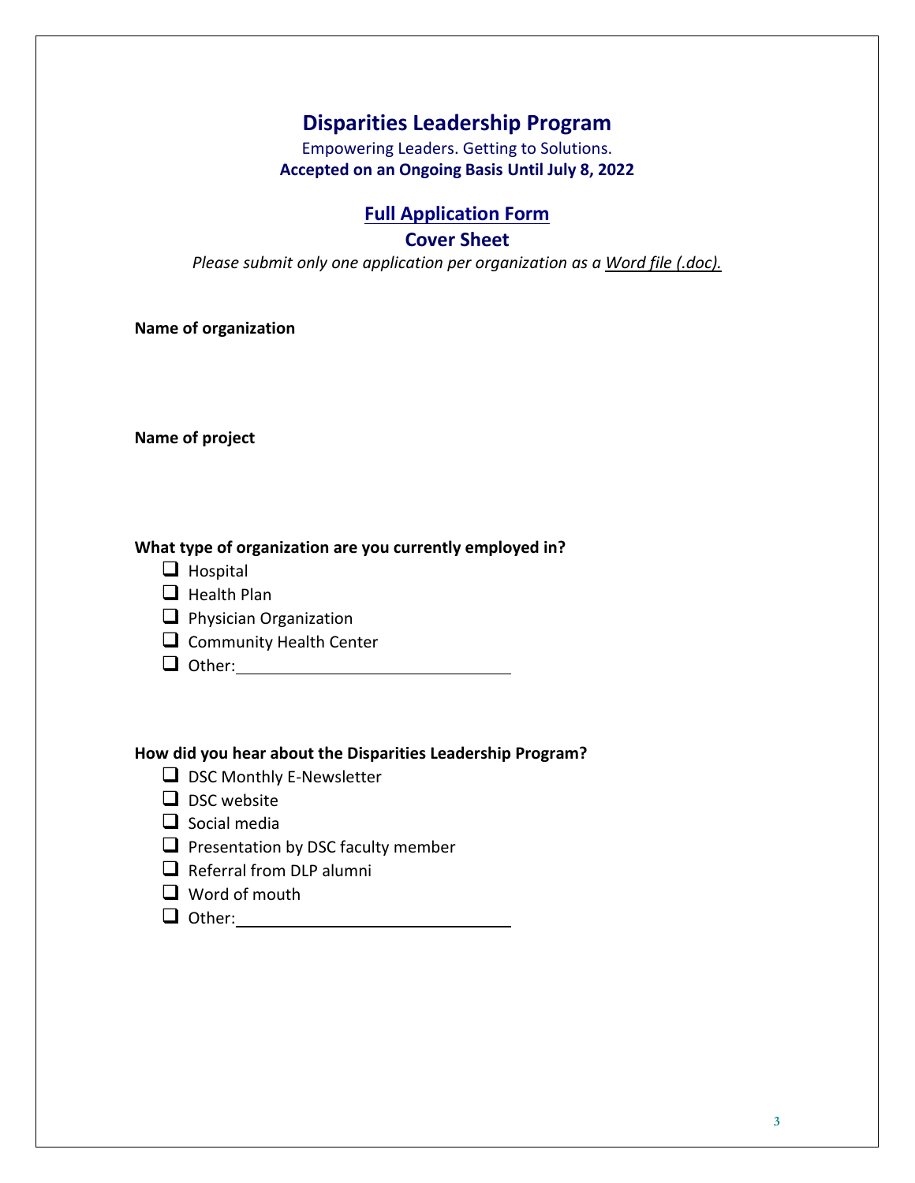# Disparities Leadership Program

Empowering Leaders. Getting to Solutions.

**Accepted on an Ongoing Basis Until July 8, 2022**

## Full Application Form

## Cover Sheet

*Please submit only one application per organization as a Word file (.doc).*

**Name of organization**

**Name of project**

**What type of organization are you currently employed in?**

- ☐ Hospital
- ☐ Health Plan
- ☐ Physician Organization
- ☐ Community Health Center
- ☐ Other: ______________________________

**How did you hear about the Disparities Leadership Program?**

- ☐ DSC Monthly E-Newsletter
- ☐ DSC website
- ☐ Social media
- ☐ Presentation by DSC faculty member
- ☐ Referral from DLP alumni
- ☐ Word of mouth
- ☐ Other: ______________________________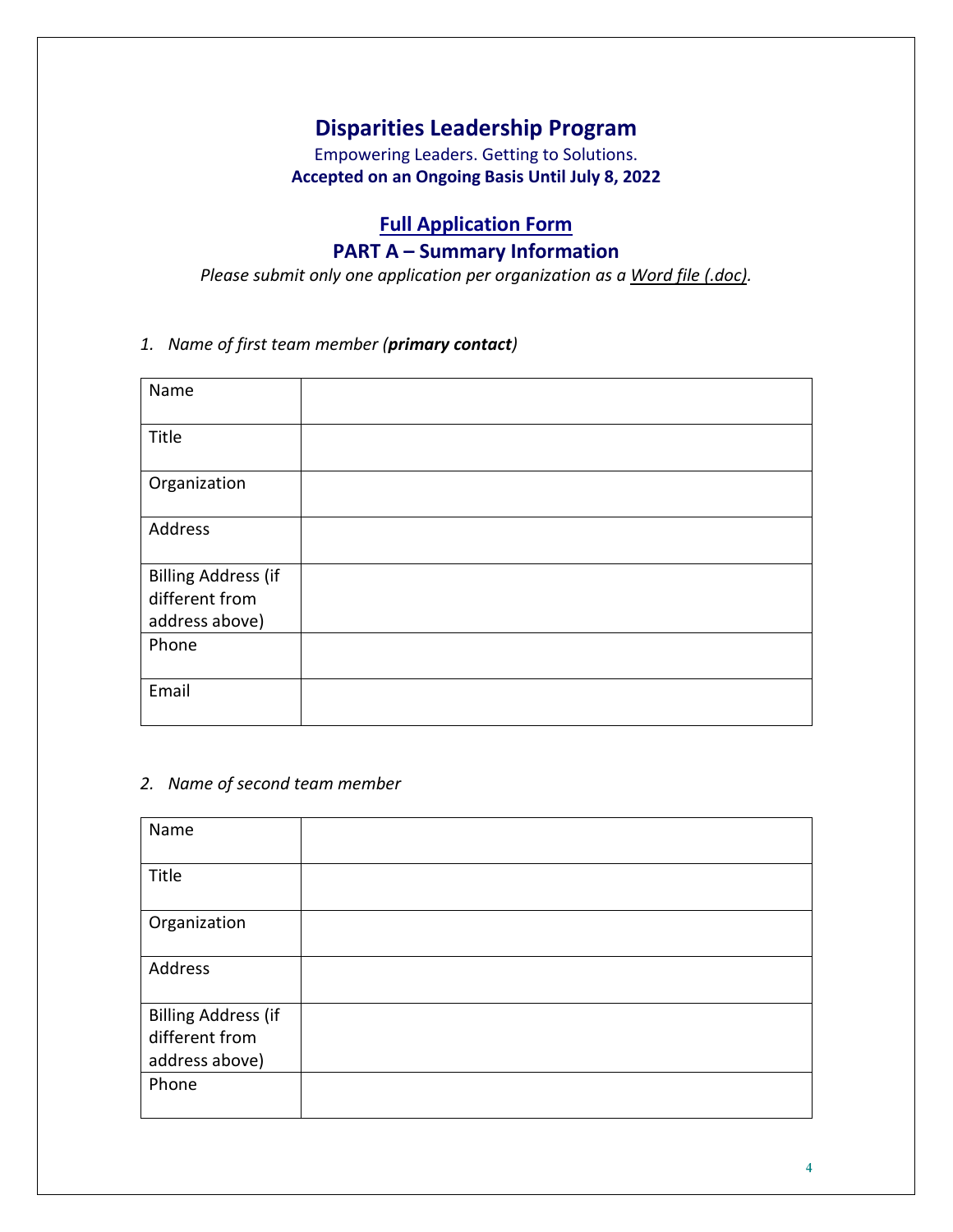# Disparities Leadership Program

Empowering Leaders. Getting to Solutions.

**Accepted on an Ongoing Basis Until July 8, 2022**

## Full Application Form

## PART A – Summary Information

*Please submit only one application per organization as a Word file (.doc).*

1. *Name of first team member (**primary contact**)*

| Name | |
|---|---|
| Title | |
| Organization | |
| Address | |
| Billing Address (if different from address above) | |
| Phone | |
| Email | |

2. *Name of second team member*

| Name | |
|---|---|
| Title | |
| Organization | |
| Address | |
| Billing Address (if different from address above) | |
| Phone | |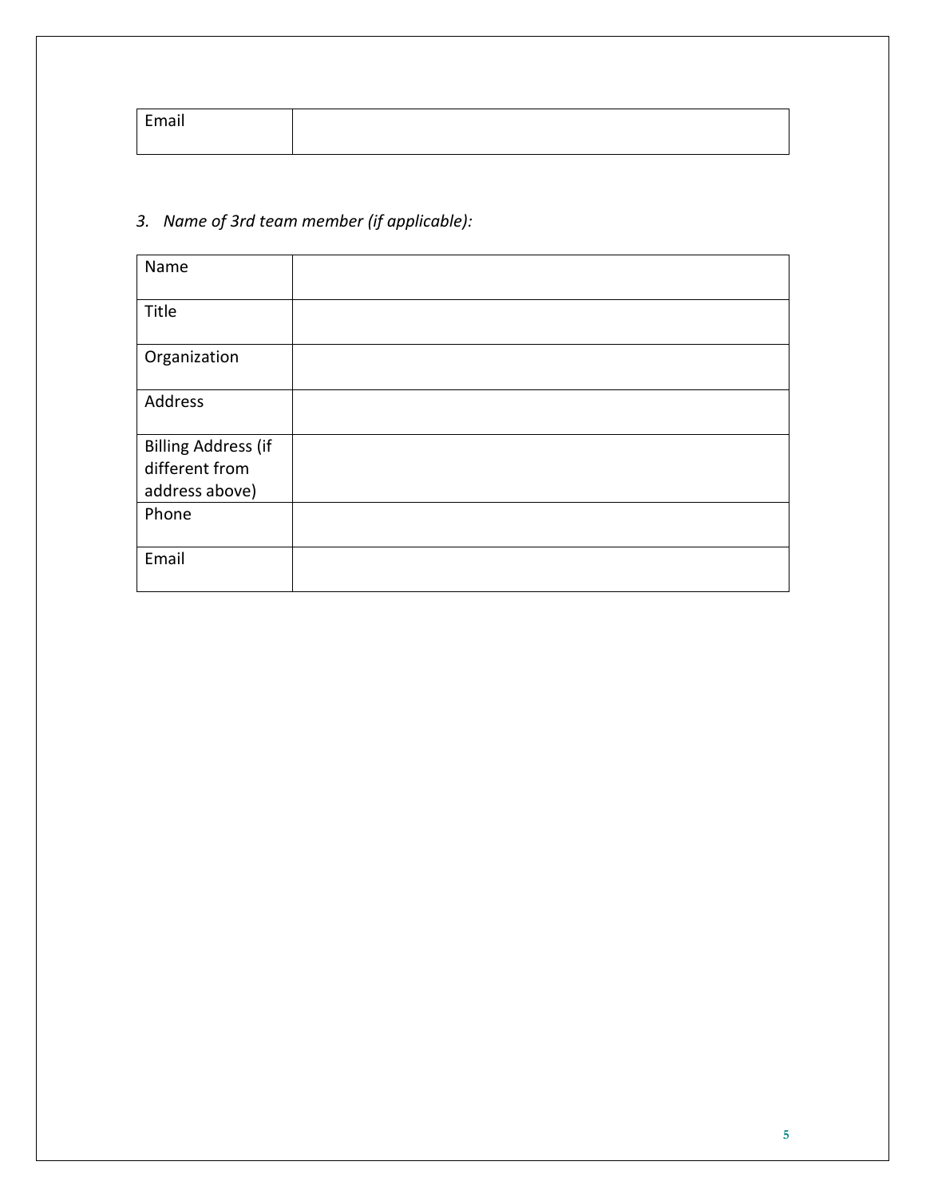| Email | |
|---|---|

*3. Name of 3rd team member (if applicable):*

| Name | |
|---|---|
| Title | |
| Organization | |
| Address | |
| Billing Address (if different from address above) | |
| Phone | |
| Email | |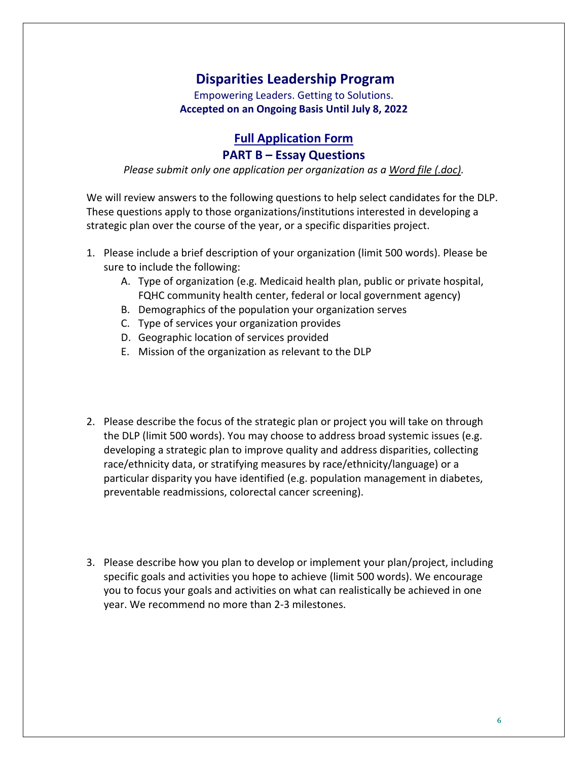# Disparities Leadership Program

Empowering Leaders. Getting to Solutions.

**Accepted on an Ongoing Basis Until July 8, 2022**

## Full Application Form

## PART B – Essay Questions

*Please submit only one application per organization as a Word file (.doc).*

We will review answers to the following questions to help select candidates for the DLP. These questions apply to those organizations/institutions interested in developing a strategic plan over the course of the year, or a specific disparities project.

1. Please include a brief description of your organization (limit 500 words). Please be sure to include the following:
   A. Type of organization (e.g. Medicaid health plan, public or private hospital, FQHC community health center, federal or local government agency)
   B. Demographics of the population your organization serves
   C. Type of services your organization provides
   D. Geographic location of services provided
   E. Mission of the organization as relevant to the DLP

2. Please describe the focus of the strategic plan or project you will take on through the DLP (limit 500 words). You may choose to address broad systemic issues (e.g. developing a strategic plan to improve quality and address disparities, collecting race/ethnicity data, or stratifying measures by race/ethnicity/language) or a particular disparity you have identified (e.g. population management in diabetes, preventable readmissions, colorectal cancer screening).

3. Please describe how you plan to develop or implement your plan/project, including specific goals and activities you hope to achieve (limit 500 words). We encourage you to focus your goals and activities on what can realistically be achieved in one year. We recommend no more than 2-3 milestones.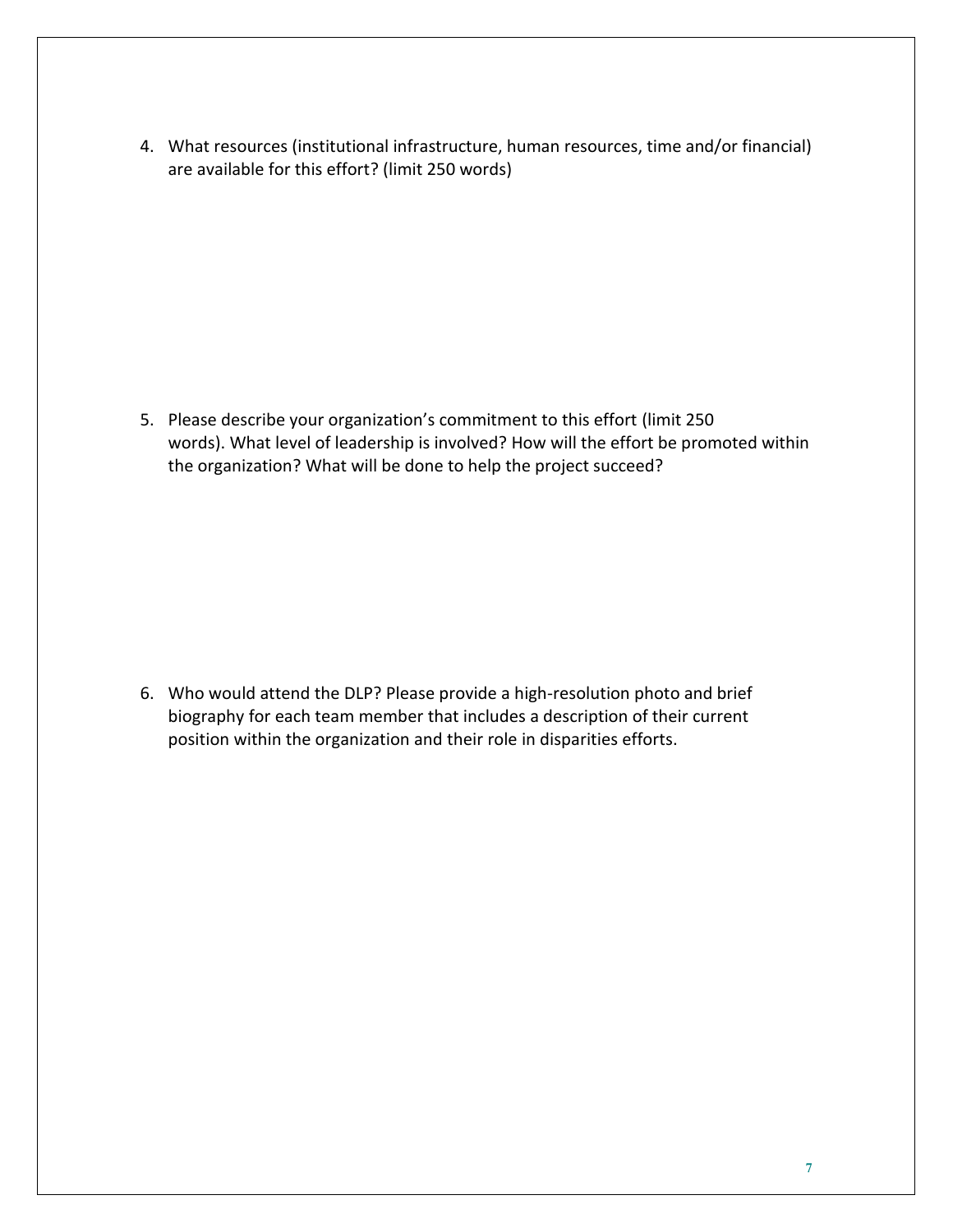4. What resources (institutional infrastructure, human resources, time and/or financial) are available for this effort? (limit 250 words)

5. Please describe your organization's commitment to this effort (limit 250 words). What level of leadership is involved? How will the effort be promoted within the organization? What will be done to help the project succeed?

6. Who would attend the DLP? Please provide a high-resolution photo and brief biography for each team member that includes a description of their current position within the organization and their role in disparities efforts.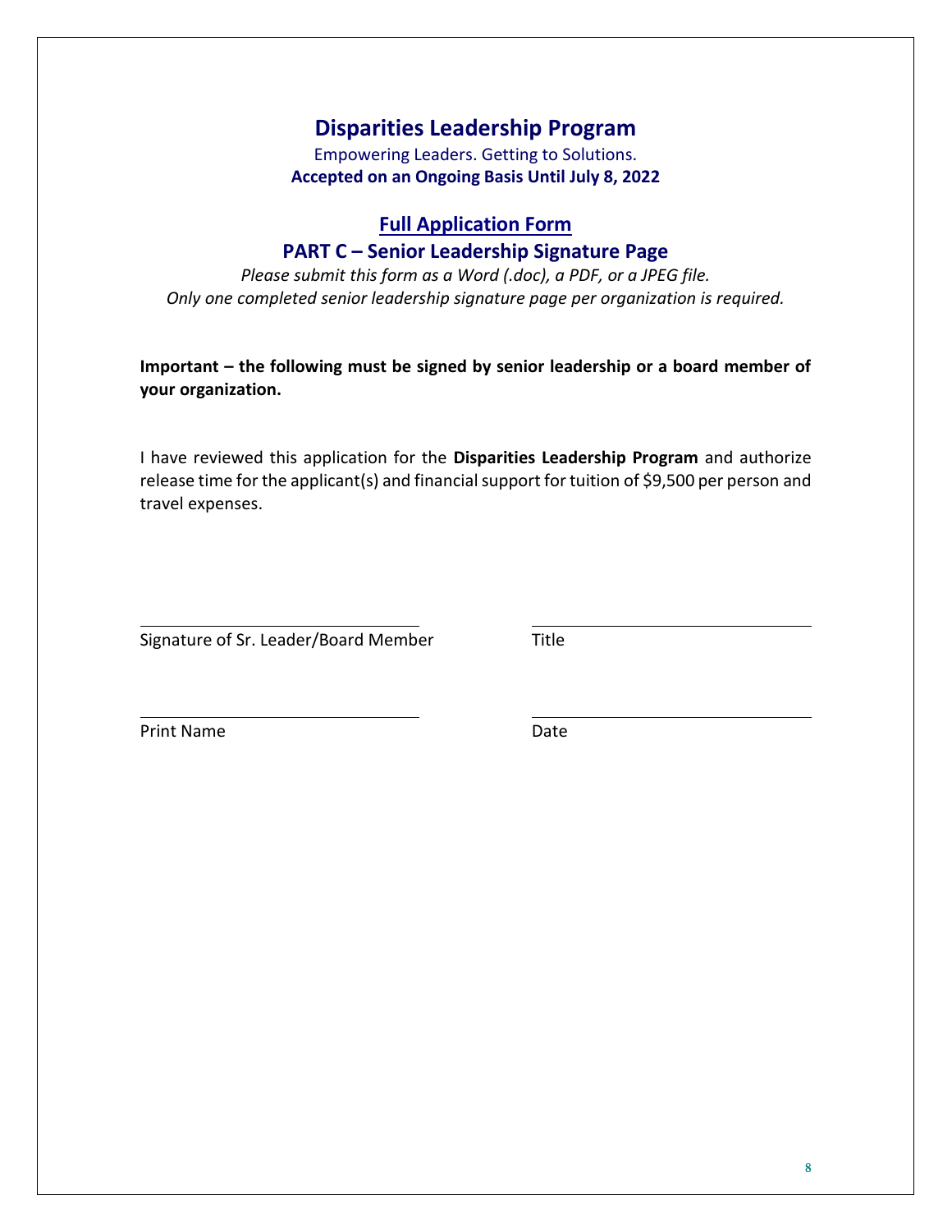# Disparities Leadership Program

Empowering Leaders. Getting to Solutions.

**Accepted on an Ongoing Basis Until July 8, 2022**

## Full Application Form

## PART C – Senior Leadership Signature Page

*Please submit this form as a Word (.doc), a PDF, or a JPEG file.*
*Only one completed senior leadership signature page per organization is required.*

**Important – the following must be signed by senior leadership or a board member of your organization.**

I have reviewed this application for the **Disparities Leadership Program** and authorize release time for the applicant(s) and financial support for tuition of $9,500 per person and travel expenses.

\_\_\_\_\_\_\_\_\_\_\_\_\_\_\_\_\_\_\_\_\_\_\_\_\_\_\_\_\_\_ &nbsp;&nbsp;&nbsp;&nbsp; \_\_\_\_\_\_\_\_\_\_\_\_\_\_\_\_\_\_\_\_\_\_\_\_\_\_\_\_\_\_

Signature of Sr. Leader/Board Member &nbsp;&nbsp;&nbsp;&nbsp; Title

\_\_\_\_\_\_\_\_\_\_\_\_\_\_\_\_\_\_\_\_\_\_\_\_\_\_\_\_\_\_ &nbsp;&nbsp;&nbsp;&nbsp; \_\_\_\_\_\_\_\_\_\_\_\_\_\_\_\_\_\_\_\_\_\_\_\_\_\_\_\_\_\_

Print Name &nbsp;&nbsp;&nbsp;&nbsp; Date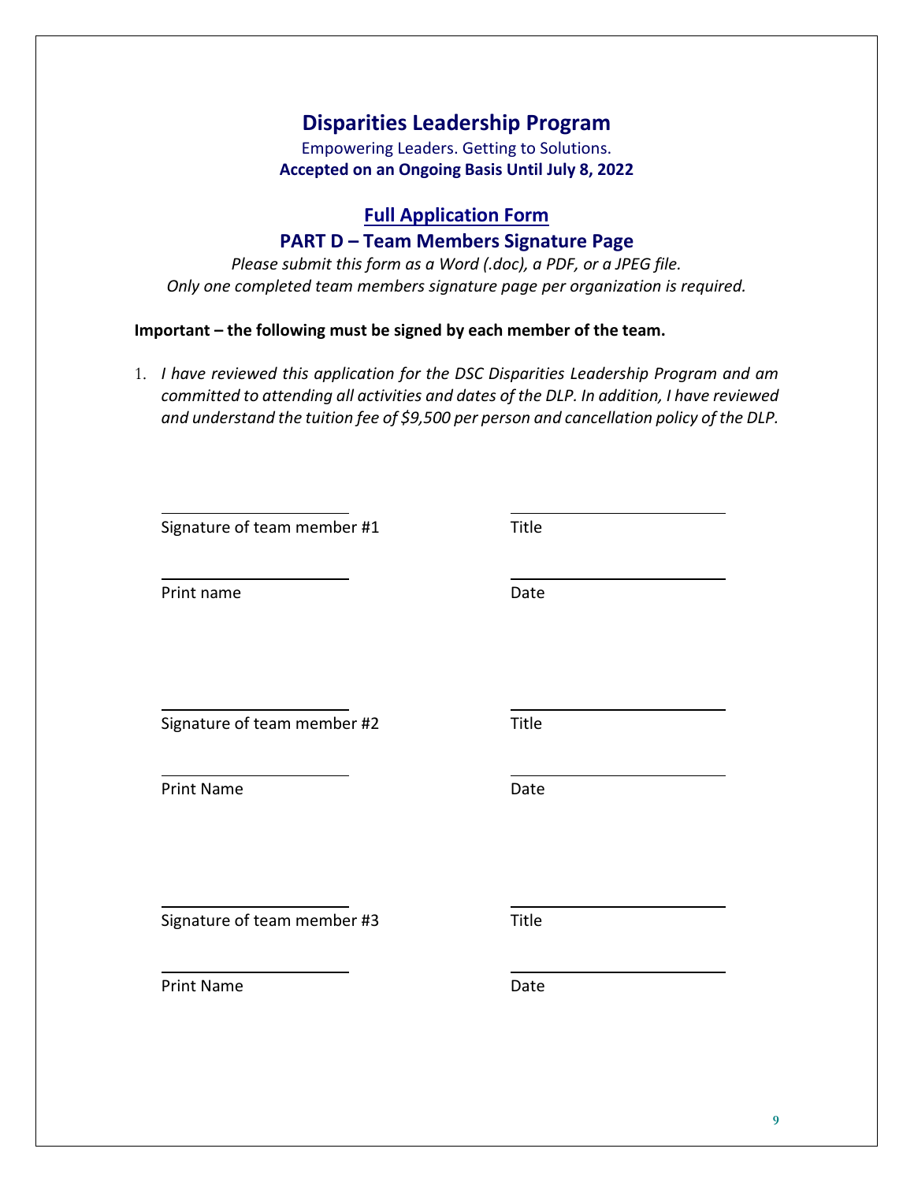# Disparities Leadership Program

Empowering Leaders. Getting to Solutions.

**Accepted on an Ongoing Basis Until July 8, 2022**

## Full Application Form

## PART D – Team Members Signature Page

*Please submit this form as a Word (.doc), a PDF, or a JPEG file.*
*Only one completed team members signature page per organization is required.*

**Important – the following must be signed by each member of the team.**

1. *I have reviewed this application for the DSC Disparities Leadership Program and am committed to attending all activities and dates of the DLP. In addition, I have reviewed and understand the tuition fee of $9,500 per person and cancellation policy of the DLP.*

\_\_\_\_\_\_\_\_\_\_\_\_\_\_\_\_\_\_\_\_\_\_\_\_ \_\_\_\_\_\_\_\_\_\_\_\_\_\_\_\_\_\_\_\_\_\_\_\_
Signature of team member #1 Title

\_\_\_\_\_\_\_\_\_\_\_\_\_\_\_\_\_\_\_\_\_\_\_\_ \_\_\_\_\_\_\_\_\_\_\_\_\_\_\_\_\_\_\_\_\_\_\_\_
Print name Date

\_\_\_\_\_\_\_\_\_\_\_\_\_\_\_\_\_\_\_\_\_\_\_\_ \_\_\_\_\_\_\_\_\_\_\_\_\_\_\_\_\_\_\_\_\_\_\_\_
Signature of team member #2 Title

\_\_\_\_\_\_\_\_\_\_\_\_\_\_\_\_\_\_\_\_\_\_\_\_ \_\_\_\_\_\_\_\_\_\_\_\_\_\_\_\_\_\_\_\_\_\_\_\_
Print Name Date

\_\_\_\_\_\_\_\_\_\_\_\_\_\_\_\_\_\_\_\_\_\_\_\_ \_\_\_\_\_\_\_\_\_\_\_\_\_\_\_\_\_\_\_\_\_\_\_\_
Signature of team member #3 Title

\_\_\_\_\_\_\_\_\_\_\_\_\_\_\_\_\_\_\_\_\_\_\_\_ \_\_\_\_\_\_\_\_\_\_\_\_\_\_\_\_\_\_\_\_\_\_\_\_
Print Name Date